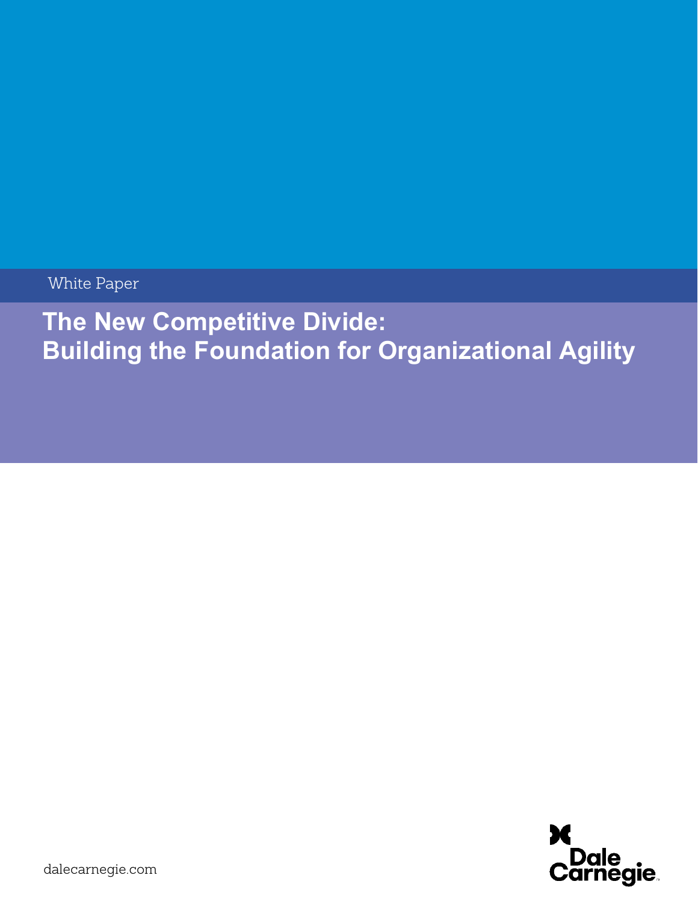White Paper

# The New Competitive Divide: Building the Foundation for Organizational Agility

dalecarnegie.com

Dale Carnegie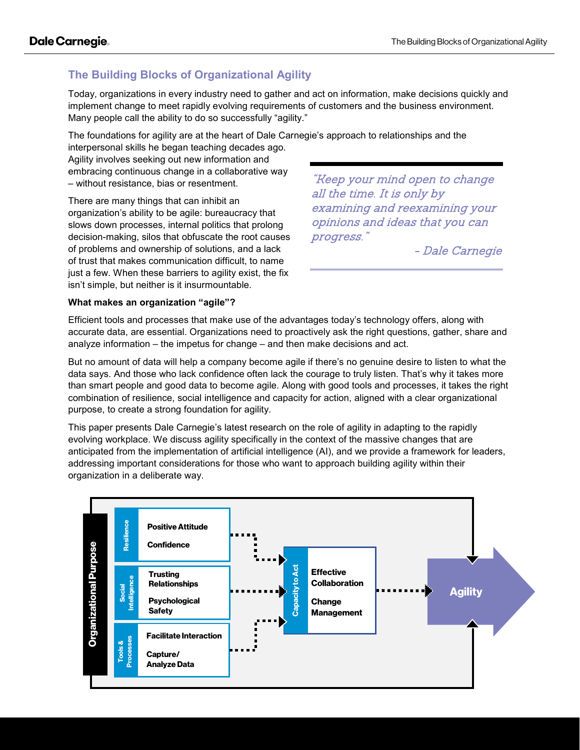## The Building Blocks of Organizational Agility

Today, organizations in every industry need to gather and act on information, make decisions quickly and implement change to meet rapidly evolving requirements of customers and the business environment. Many people call the ability to do so successfully "agility."

The foundations for agility are at the heart of Dale Carnegie's approach to relationships and the interpersonal skills he began teaching decades ago. Agility involves seeking out new information and embracing continuous change in a collaborative way – without resistance, bias or resentment.

> *"Keep your mind open to change all the time. It is only by examining and reexamining your opinions and ideas that you can progress."*
>
> *- Dale Carnegie*

There are many things that can inhibit an organization's ability to be agile: bureaucracy that slows down processes, internal politics that prolong decision-making, silos that obfuscate the root causes of problems and ownership of solutions, and a lack of trust that makes communication difficult, to name just a few. When these barriers to agility exist, the fix isn't simple, but neither is it insurmountable.

**What makes an organization "agile"?**

Efficient tools and processes that make use of the advantages today's technology offers, along with accurate data, are essential. Organizations need to proactively ask the right questions, gather, share and analyze information – the impetus for change – and then make decisions and act.

But no amount of data will help a company become agile if there's no genuine desire to listen to what the data says. And those who lack confidence often lack the courage to truly listen. That's why it takes more than smart people and good data to become agile. Along with good tools and processes, it takes the right combination of resilience, social intelligence and capacity for action, aligned with a clear organizational purpose, to create a strong foundation for agility.

This paper presents Dale Carnegie's latest research on the role of agility in adapting to the rapidly evolving workplace. We discuss agility specifically in the context of the massive changes that are anticipated from the implementation of artificial intelligence (AI), and we provide a framework for leaders, addressing important considerations for those who want to approach building agility within their organization in a deliberate way.

Organizational Purpose

- Resilience: Positive Attitude; Confidence
- Social Intelligence: Trusting Relationships; Psychological Safety
- Tools & Processes: Facilitate Interaction; Capture/ Analyze Data

→ Capacity to Act: Effective Collaboration; Change Management

→ Agility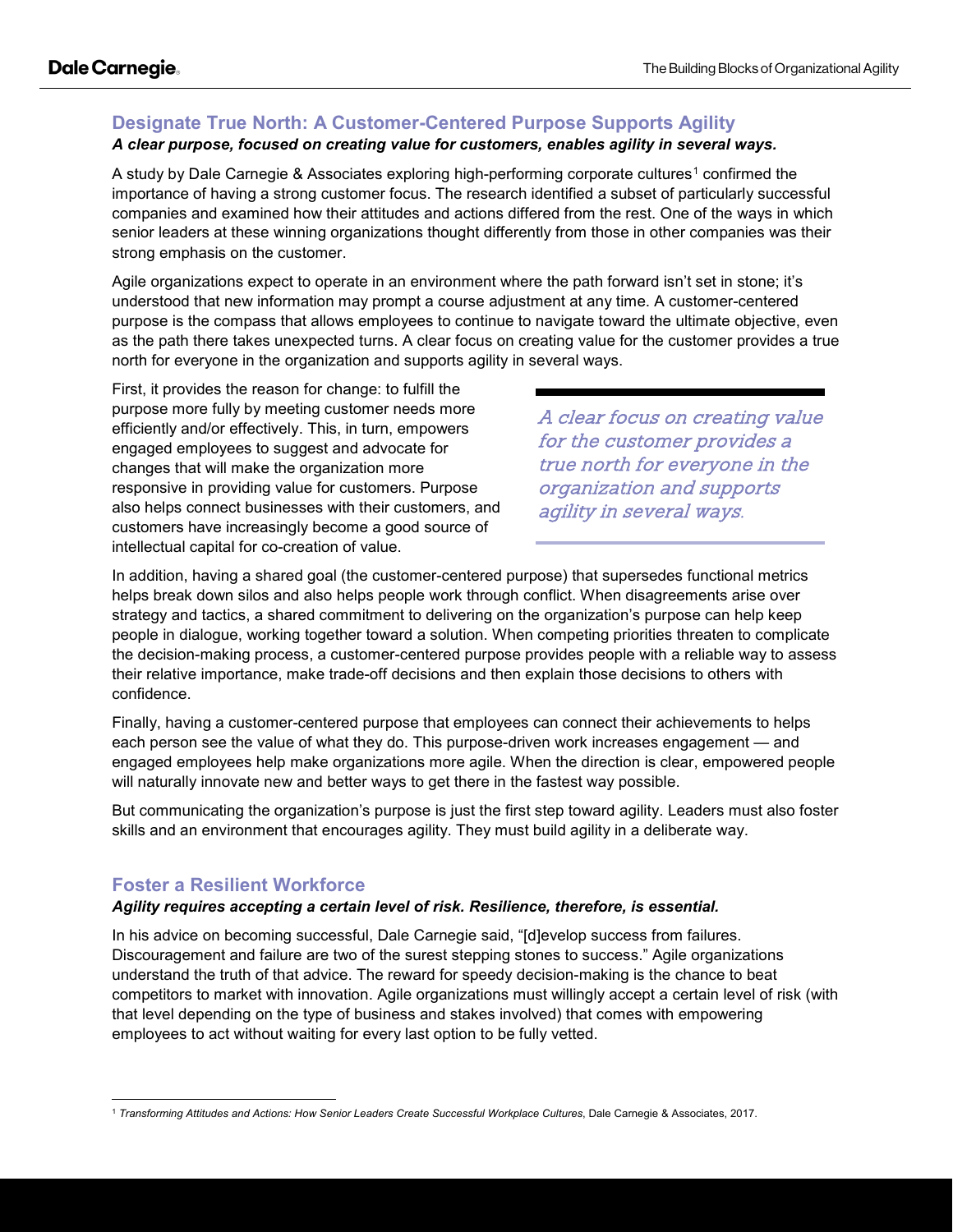## Designate True North: A Customer-Centered Purpose Supports Agility

***A clear purpose, focused on creating value for customers, enables agility in several ways.***

A study by Dale Carnegie & Associates exploring high-performing corporate cultures[1] confirmed the importance of having a strong customer focus. The research identified a subset of particularly successful companies and examined how their attitudes and actions differed from the rest. One of the ways in which senior leaders at these winning organizations thought differently from those in other companies was their strong emphasis on the customer.

Agile organizations expect to operate in an environment where the path forward isn't set in stone; it's understood that new information may prompt a course adjustment at any time. A customer-centered purpose is the compass that allows employees to continue to navigate toward the ultimate objective, even as the path there takes unexpected turns. A clear focus on creating value for the customer provides a true north for everyone in the organization and supports agility in several ways.

First, it provides the reason for change: to fulfill the purpose more fully by meeting customer needs more efficiently and/or effectively. This, in turn, empowers engaged employees to suggest and advocate for changes that will make the organization more responsive in providing value for customers. Purpose also helps connect businesses with their customers, and customers have increasingly become a good source of intellectual capital for co-creation of value.

> *A clear focus on creating value for the customer provides a true north for everyone in the organization and supports agility in several ways.*

In addition, having a shared goal (the customer-centered purpose) that supersedes functional metrics helps break down silos and also helps people work through conflict. When disagreements arise over strategy and tactics, a shared commitment to delivering on the organization's purpose can help keep people in dialogue, working together toward a solution. When competing priorities threaten to complicate the decision-making process, a customer-centered purpose provides people with a reliable way to assess their relative importance, make trade-off decisions and then explain those decisions to others with confidence.

Finally, having a customer-centered purpose that employees can connect their achievements to helps each person see the value of what they do. This purpose-driven work increases engagement — and engaged employees help make organizations more agile. When the direction is clear, empowered people will naturally innovate new and better ways to get there in the fastest way possible.

But communicating the organization's purpose is just the first step toward agility. Leaders must also foster skills and an environment that encourages agility. They must build agility in a deliberate way.

## Foster a Resilient Workforce

***Agility requires accepting a certain level of risk. Resilience, therefore, is essential.***

In his advice on becoming successful, Dale Carnegie said, "[d]evelop success from failures. Discouragement and failure are two of the surest stepping stones to success." Agile organizations understand the truth of that advice. The reward for speedy decision-making is the chance to beat competitors to market with innovation. Agile organizations must willingly accept a certain level of risk (with that level depending on the type of business and stakes involved) that comes with empowering employees to act without waiting for every last option to be fully vetted.

---

[1] *Transforming Attitudes and Actions: How Senior Leaders Create Successful Workplace Cultures*, Dale Carnegie & Associates, 2017.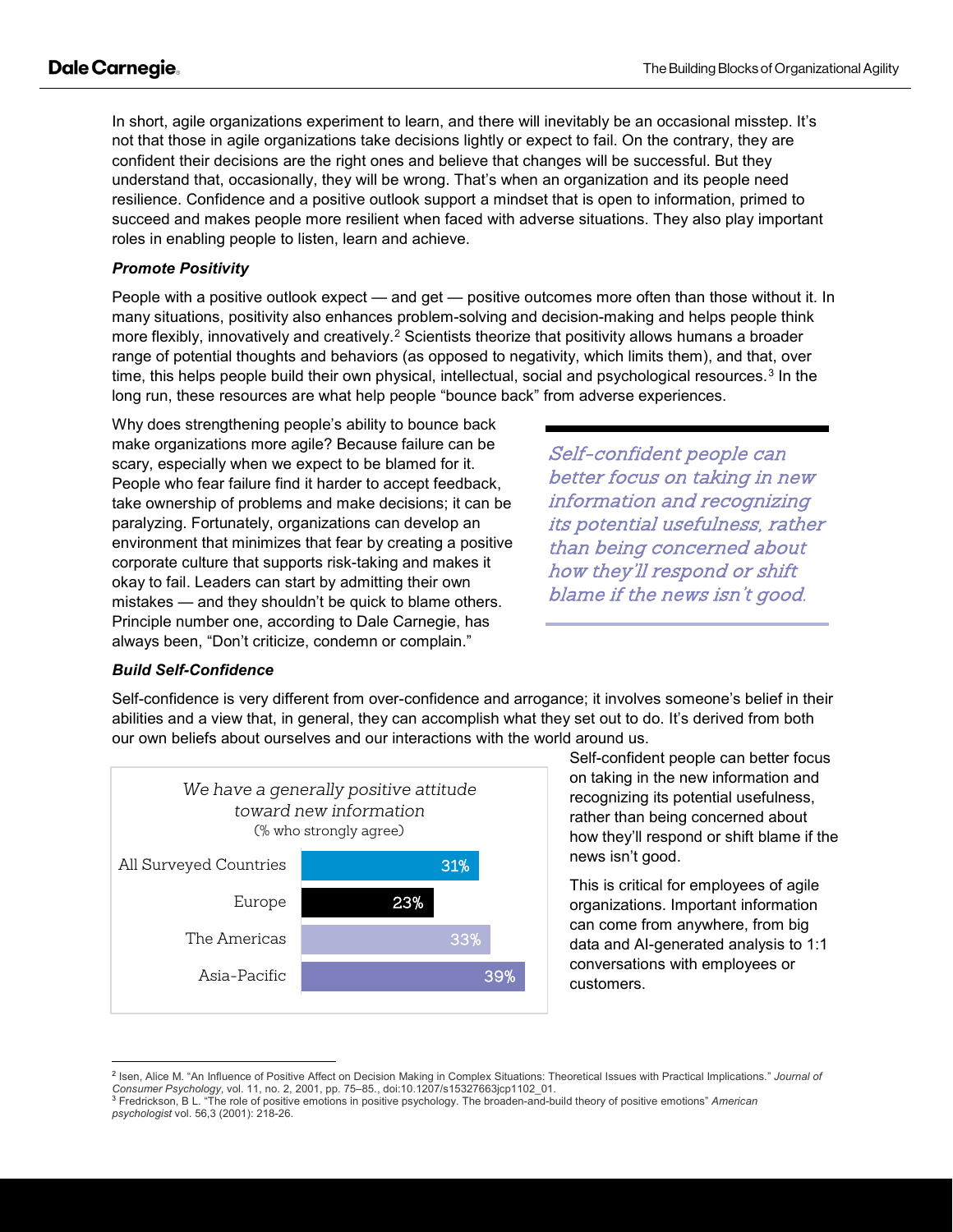In short, agile organizations experiment to learn, and there will inevitably be an occasional misstep. It's not that those in agile organizations take decisions lightly or expect to fail. On the contrary, they are confident their decisions are the right ones and believe that changes will be successful. But they understand that, occasionally, they will be wrong. That's when an organization and its people need resilience. Confidence and a positive outlook support a mindset that is open to information, primed to succeed and makes people more resilient when faced with adverse situations. They also play important roles in enabling people to listen, learn and achieve.

***Promote Positivity***

People with a positive outlook expect — and get — positive outcomes more often than those without it. In many situations, positivity also enhances problem-solving and decision-making and helps people think more flexibly, innovatively and creatively.[2] Scientists theorize that positivity allows humans a broader range of potential thoughts and behaviors (as opposed to negativity, which limits them), and that, over time, this helps people build their own physical, intellectual, social and psychological resources.[3] In the long run, these resources are what help people "bounce back" from adverse experiences.

Why does strengthening people's ability to bounce back make organizations more agile? Because failure can be scary, especially when we expect to be blamed for it. People who fear failure find it harder to accept feedback, take ownership of problems and make decisions; it can be paralyzing. Fortunately, organizations can develop an environment that minimizes that fear by creating a positive corporate culture that supports risk-taking and makes it okay to fail. Leaders can start by admitting their own mistakes — and they shouldn't be quick to blame others. Principle number one, according to Dale Carnegie, has always been, "Don't criticize, condemn or complain."

*Self-confident people can better focus on taking in new information and recognizing its potential usefulness, rather than being concerned about how they'll respond or shift blame if the news isn't good.*

***Build Self-Confidence***

Self-confidence is very different from over-confidence and arrogance; it involves someone's belief in their abilities and a view that, in general, they can accomplish what they set out to do. It's derived from both our own beliefs about ourselves and our interactions with the world around us.

*We have a generally positive attitude toward new information*
(% who strongly agree)

| Region | % who strongly agree |
|---|---|
| All Surveyed Countries | 31% |
| Europe | 23% |
| The Americas | 33% |
| Asia-Pacific | 39% |

Self-confident people can better focus on taking in the new information and recognizing its potential usefulness, rather than being concerned about how they'll respond or shift blame if the news isn't good.

This is critical for employees of agile organizations. Important information can come from anywhere, from big data and AI-generated analysis to 1:1 conversations with employees or customers.

---

[2] Isen, Alice M. "An Influence of Positive Affect on Decision Making in Complex Situations: Theoretical Issues with Practical Implications." *Journal of Consumer Psychology*, vol. 11, no. 2, 2001, pp. 75–85., doi:10.1207/s15327663jcp1102_01.
[3] Fredrickson, B L. "The role of positive emotions in positive psychology. The broaden-and-build theory of positive emotions" *American psychologist* vol. 56,3 (2001): 218-26.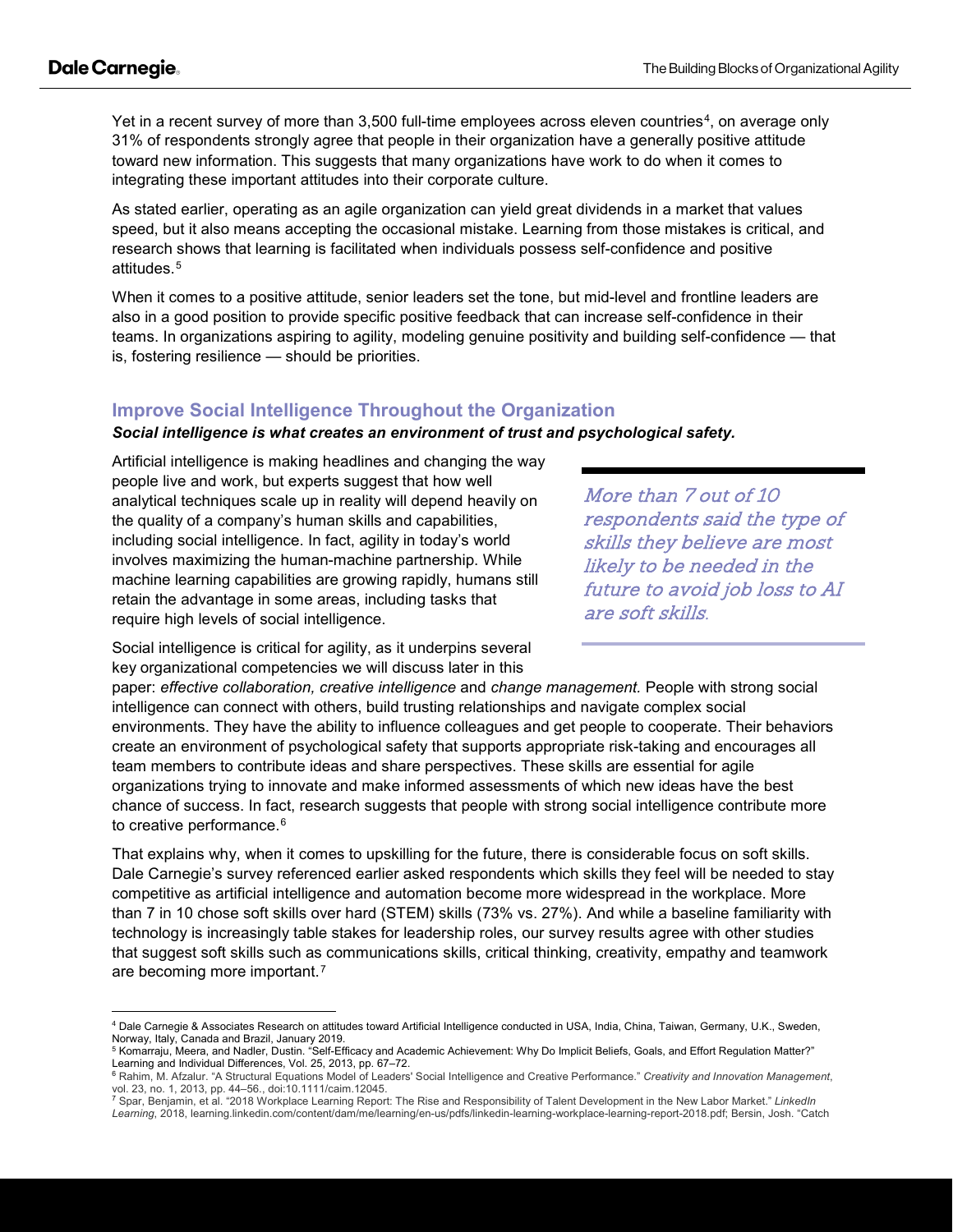Yet in a recent survey of more than 3,500 full-time employees across eleven countries[4], on average only 31% of respondents strongly agree that people in their organization have a generally positive attitude toward new information. This suggests that many organizations have work to do when it comes to integrating these important attitudes into their corporate culture.

As stated earlier, operating as an agile organization can yield great dividends in a market that values speed, but it also means accepting the occasional mistake. Learning from those mistakes is critical, and research shows that learning is facilitated when individuals possess self-confidence and positive attitudes.[5]

When it comes to a positive attitude, senior leaders set the tone, but mid-level and frontline leaders are also in a good position to provide specific positive feedback that can increase self-confidence in their teams. In organizations aspiring to agility, modeling genuine positivity and building self-confidence — that is, fostering resilience — should be priorities.

## Improve Social Intelligence Throughout the Organization

***Social intelligence is what creates an environment of trust and psychological safety.***

Artificial intelligence is making headlines and changing the way people live and work, but experts suggest that how well analytical techniques scale up in reality will depend heavily on the quality of a company's human skills and capabilities, including social intelligence. In fact, agility in today's world involves maximizing the human-machine partnership. While machine learning capabilities are growing rapidly, humans still retain the advantage in some areas, including tasks that require high levels of social intelligence.

> *More than 7 out of 10 respondents said the type of skills they believe are most likely to be needed in the future to avoid job loss to AI are soft skills.*

Social intelligence is critical for agility, as it underpins several key organizational competencies we will discuss later in this paper: *effective collaboration, creative intelligence* and *change management.* People with strong social intelligence can connect with others, build trusting relationships and navigate complex social environments. They have the ability to influence colleagues and get people to cooperate. Their behaviors create an environment of psychological safety that supports appropriate risk-taking and encourages all team members to contribute ideas and share perspectives. These skills are essential for agile organizations trying to innovate and make informed assessments of which new ideas have the best chance of success. In fact, research suggests that people with strong social intelligence contribute more to creative performance.[6]

That explains why, when it comes to upskilling for the future, there is considerable focus on soft skills. Dale Carnegie's survey referenced earlier asked respondents which skills they feel will be needed to stay competitive as artificial intelligence and automation become more widespread in the workplace. More than 7 in 10 chose soft skills over hard (STEM) skills (73% vs. 27%). And while a baseline familiarity with technology is increasingly table stakes for leadership roles, our survey results agree with other studies that suggest soft skills such as communications skills, critical thinking, creativity, empathy and teamwork are becoming more important.[7]

---

[4] Dale Carnegie & Associates Research on attitudes toward Artificial Intelligence conducted in USA, India, China, Taiwan, Germany, U.K., Sweden, Norway, Italy, Canada and Brazil, January 2019.

[5] Komarraju, Meera, and Nadler, Dustin. "Self-Efficacy and Academic Achievement: Why Do Implicit Beliefs, Goals, and Effort Regulation Matter?" Learning and Individual Differences, Vol. 25, 2013, pp. 67–72.

[6] Rahim, M. Afzalur. "A Structural Equations Model of Leaders' Social Intelligence and Creative Performance." *Creativity and Innovation Management*, vol. 23, no. 1, 2013, pp. 44–56., doi:10.1111/caim.12045.

[7] Spar, Benjamin, et al. "2018 Workplace Learning Report: The Rise and Responsibility of Talent Development in the New Labor Market." *LinkedIn Learning*, 2018, learning.linkedin.com/content/dam/me/learning/en-us/pdfs/linkedin-learning-workplace-learning-report-2018.pdf; Bersin, Josh. "Catch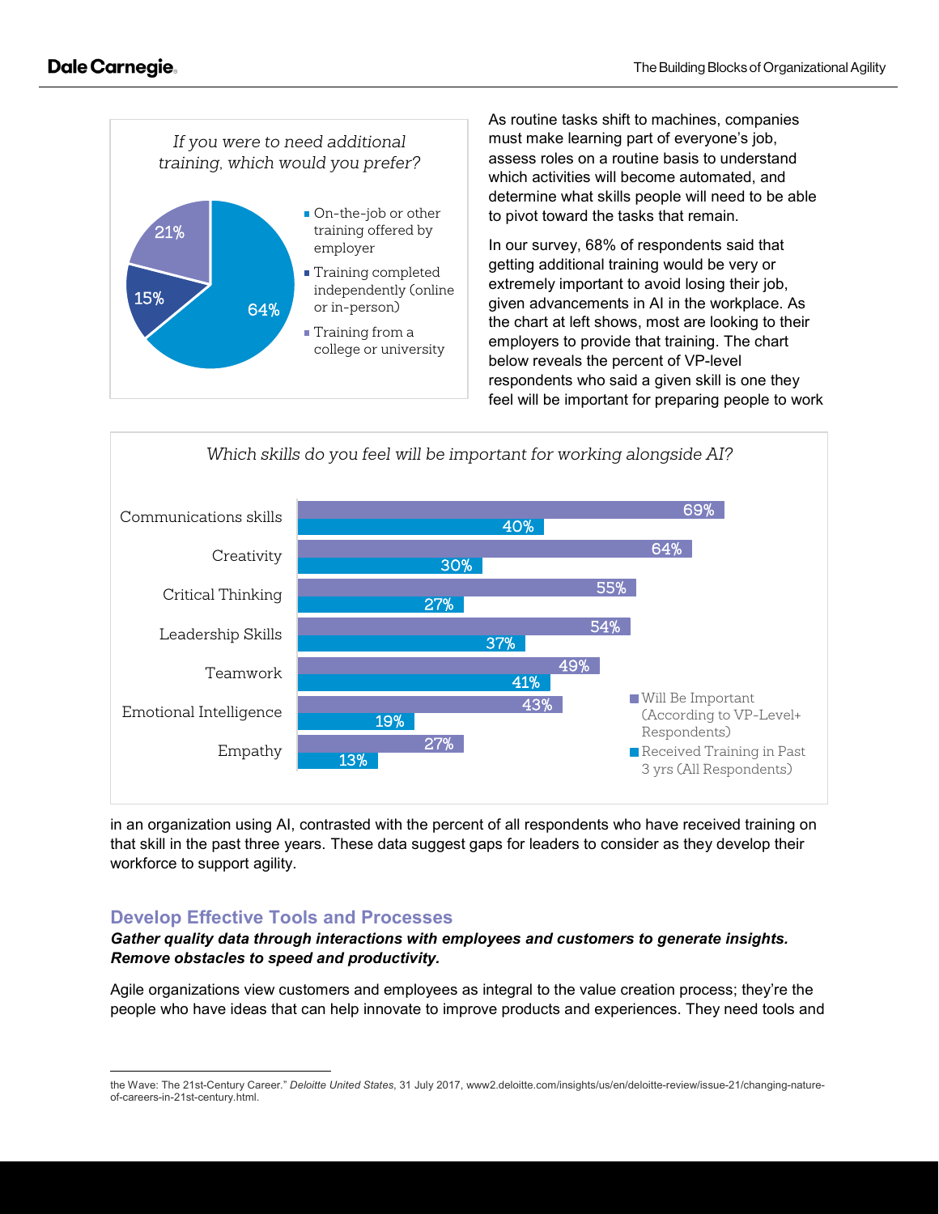*If you were to need additional training, which would you prefer?*

| Preference | Percent |
|---|---|
| On-the-job or other training offered by employer | 64% |
| Training completed independently (online or in-person) | 15% |
| Training from a college or university | 21% |

As routine tasks shift to machines, companies must make learning part of everyone's job, assess roles on a routine basis to understand which activities will become automated, and determine what skills people will need to be able to pivot toward the tasks that remain.

In our survey, 68% of respondents said that getting additional training would be very or extremely important to avoid losing their job, given advancements in AI in the workplace. As the chart at left shows, most are looking to their employers to provide that training. The chart below reveals the percent of VP-level respondents who said a given skill is one they feel will be important for preparing people to work in an organization using AI, contrasted with the percent of all respondents who have received training on that skill in the past three years. These data suggest gaps for leaders to consider as they develop their workforce to support agility.

*Which skills do you feel will be important for working alongside AI?*

| Skill | Will Be Important (According to VP-Level+ Respondents) | Received Training in Past 3 yrs (All Respondents) |
|---|---|---|
| Communications skills | 69% | 40% |
| Creativity | 64% | 30% |
| Critical Thinking | 55% | 27% |
| Leadership Skills | 54% | 37% |
| Teamwork | 49% | 41% |
| Emotional Intelligence | 43% | 19% |
| Empathy | 27% | 13% |

## Develop Effective Tools and Processes

***Gather quality data through interactions with employees and customers to generate insights. Remove obstacles to speed and productivity.***

Agile organizations view customers and employees as integral to the value creation process; they're the people who have ideas that can help innovate to improve products and experiences. They need tools and

---

the Wave: The 21st-Century Career." *Deloitte United States*, 31 July 2017, www2.deloitte.com/insights/us/en/deloitte-review/issue-21/changing-nature-of-careers-in-21st-century.html.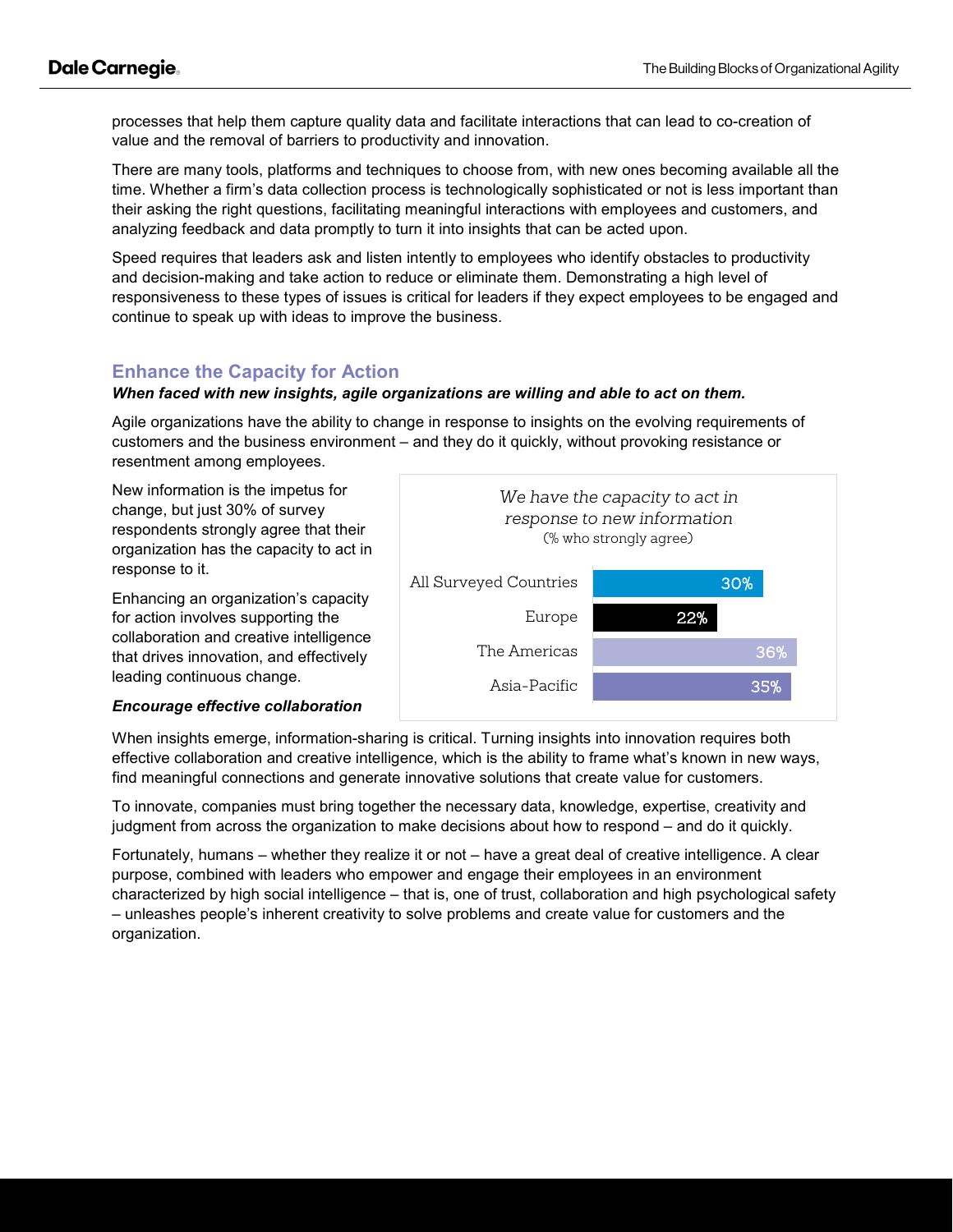processes that help them capture quality data and facilitate interactions that can lead to co-creation of value and the removal of barriers to productivity and innovation.

There are many tools, platforms and techniques to choose from, with new ones becoming available all the time. Whether a firm's data collection process is technologically sophisticated or not is less important than their asking the right questions, facilitating meaningful interactions with employees and customers, and analyzing feedback and data promptly to turn it into insights that can be acted upon.

Speed requires that leaders ask and listen intently to employees who identify obstacles to productivity and decision-making and take action to reduce or eliminate them. Demonstrating a high level of responsiveness to these types of issues is critical for leaders if they expect employees to be engaged and continue to speak up with ideas to improve the business.

## Enhance the Capacity for Action

***When faced with new insights, agile organizations are willing and able to act on them.***

Agile organizations have the ability to change in response to insights on the evolving requirements of customers and the business environment – and they do it quickly, without provoking resistance or resentment among employees.

New information is the impetus for change, but just 30% of survey respondents strongly agree that their organization has the capacity to act in response to it.

*We have the capacity to act in response to new information*
(% who strongly agree)

| Region | % |
| --- | --- |
| All Surveyed Countries | 30% |
| Europe | 22% |
| The Americas | 36% |
| Asia-Pacific | 35% |

Enhancing an organization's capacity for action involves supporting the collaboration and creative intelligence that drives innovation, and effectively leading continuous change.

### *Encourage effective collaboration*

When insights emerge, information-sharing is critical. Turning insights into innovation requires both effective collaboration and creative intelligence, which is the ability to frame what's known in new ways, find meaningful connections and generate innovative solutions that create value for customers.

To innovate, companies must bring together the necessary data, knowledge, expertise, creativity and judgment from across the organization to make decisions about how to respond – and do it quickly.

Fortunately, humans – whether they realize it or not – have a great deal of creative intelligence. A clear purpose, combined with leaders who empower and engage their employees in an environment characterized by high social intelligence – that is, one of trust, collaboration and high psychological safety – unleashes people's inherent creativity to solve problems and create value for customers and the organization.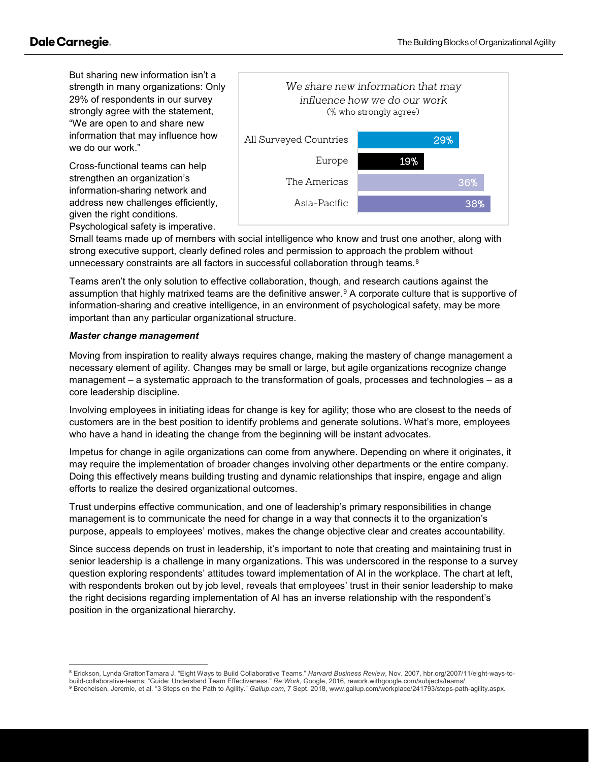But sharing new information isn't a strength in many organizations: Only 29% of respondents in our survey strongly agree with the statement, "We are open to and share new information that may influence how we do our work."

*We share new information that may influence how we do our work*
(% who strongly agree)

| Region | % who strongly agree |
| --- | --- |
| All Surveyed Countries | 29% |
| Europe | 19% |
| The Americas | 36% |
| Asia-Pacific | 38% |

Cross-functional teams can help strengthen an organization's information-sharing network and address new challenges efficiently, given the right conditions. Psychological safety is imperative. Small teams made up of members with social intelligence who know and trust one another, along with strong executive support, clearly defined roles and permission to approach the problem without unnecessary constraints are all factors in successful collaboration through teams.[8]

Teams aren't the only solution to effective collaboration, though, and research cautions against the assumption that highly matrixed teams are the definitive answer.[9] A corporate culture that is supportive of information-sharing and creative intelligence, in an environment of psychological safety, may be more important than any particular organizational structure.

***Master change management***

Moving from inspiration to reality always requires change, making the mastery of change management a necessary element of agility. Changes may be small or large, but agile organizations recognize change management – a systematic approach to the transformation of goals, processes and technologies – as a core leadership discipline.

Involving employees in initiating ideas for change is key for agility; those who are closest to the needs of customers are in the best position to identify problems and generate solutions. What's more, employees who have a hand in ideating the change from the beginning will be instant advocates.

Impetus for change in agile organizations can come from anywhere. Depending on where it originates, it may require the implementation of broader changes involving other departments or the entire company. Doing this effectively means building trusting and dynamic relationships that inspire, engage and align efforts to realize the desired organizational outcomes.

Trust underpins effective communication, and one of leadership's primary responsibilities in change management is to communicate the need for change in a way that connects it to the organization's purpose, appeals to employees' motives, makes the change objective clear and creates accountability.

Since success depends on trust in leadership, it's important to note that creating and maintaining trust in senior leadership is a challenge in many organizations. This was underscored in the response to a survey question exploring respondents' attitudes toward implementation of AI in the workplace. The chart at left, with respondents broken out by job level, reveals that employees' trust in their senior leadership to make the right decisions regarding implementation of AI has an inverse relationship with the respondent's position in the organizational hierarchy.

---

[8] Erickson, Lynda GrattonTamara J. "Eight Ways to Build Collaborative Teams." *Harvard Business Review*, Nov. 2007, hbr.org/2007/11/eight-ways-to-build-collaborative-teams; "Guide: Understand Team Effectiveness." *Re:Work*, Google, 2016, rework.withgoogle.com/subjects/teams/.

[9] Brecheisen, Jeremie, et al. "3 Steps on the Path to Agility." *Gallup.com*, 7 Sept. 2018, www.gallup.com/workplace/241793/steps-path-agility.aspx.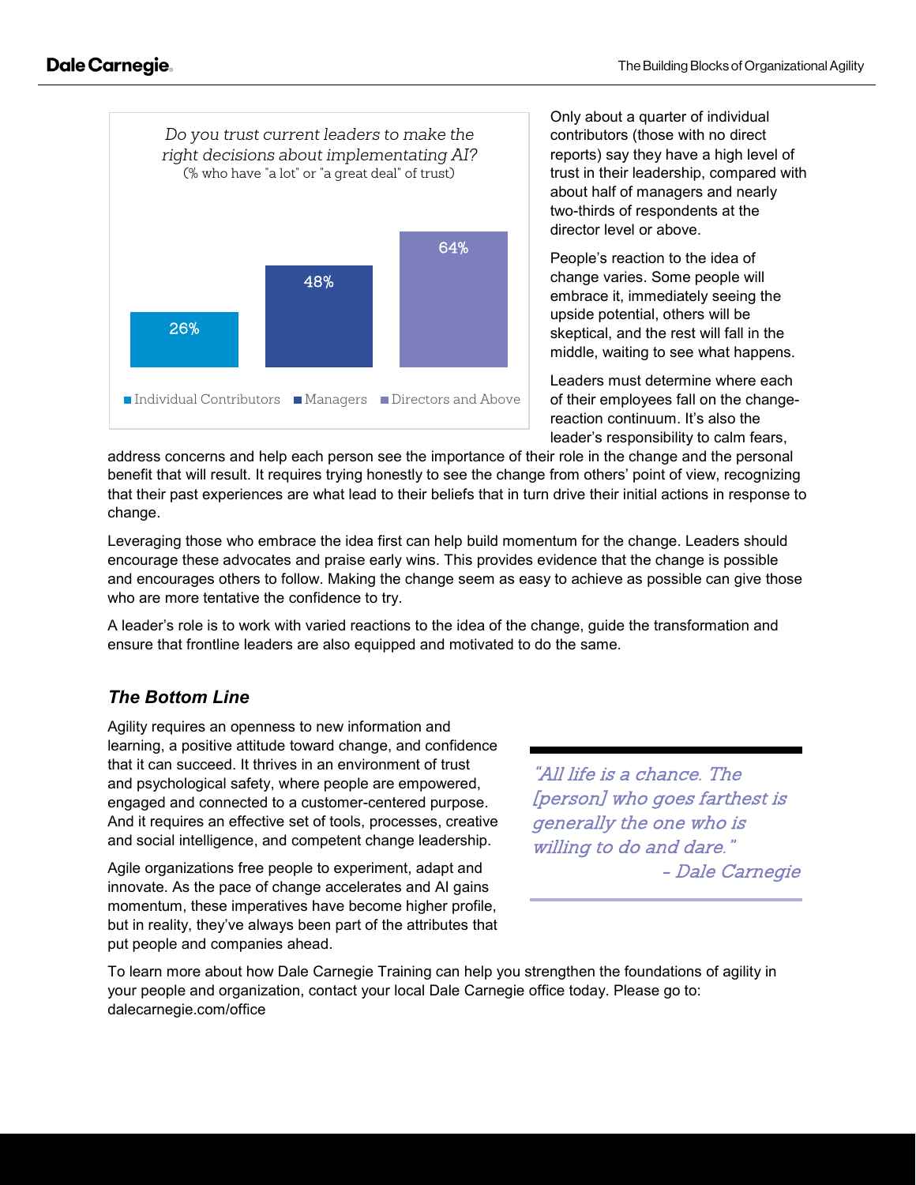*Do you trust current leaders to make the right decisions about implementating AI?*
(% who have "a lot" or "a great deal" of trust)

| Individual Contributors | Managers | Directors and Above |
| --- | --- | --- |
| 26% | 48% | 64% |

Only about a quarter of individual contributors (those with no direct reports) say they have a high level of trust in their leadership, compared with about half of managers and nearly two-thirds of respondents at the director level or above.

People's reaction to the idea of change varies. Some people will embrace it, immediately seeing the upside potential, others will be skeptical, and the rest will fall in the middle, waiting to see what happens.

Leaders must determine where each of their employees fall on the change-reaction continuum. It's also the leader's responsibility to calm fears, address concerns and help each person see the importance of their role in the change and the personal benefit that will result. It requires trying honestly to see the change from others' point of view, recognizing that their past experiences are what lead to their beliefs that in turn drive their initial actions in response to change.

Leveraging those who embrace the idea first can help build momentum for the change. Leaders should encourage these advocates and praise early wins. This provides evidence that the change is possible and encourages others to follow. Making the change seem as easy to achieve as possible can give those who are more tentative the confidence to try.

A leader's role is to work with varied reactions to the idea of the change, guide the transformation and ensure that frontline leaders are also equipped and motivated to do the same.

## *The Bottom Line*

Agility requires an openness to new information and learning, a positive attitude toward change, and confidence that it can succeed. It thrives in an environment of trust and psychological safety, where people are empowered, engaged and connected to a customer-centered purpose. And it requires an effective set of tools, processes, creative and social intelligence, and competent change leadership.

Agile organizations free people to experiment, adapt and innovate. As the pace of change accelerates and AI gains momentum, these imperatives have become higher profile, but in reality, they've always been part of the attributes that put people and companies ahead.

> *"All life is a chance. The [person] who goes farthest is generally the one who is willing to do and dare."*
> *- Dale Carnegie*

To learn more about how Dale Carnegie Training can help you strengthen the foundations of agility in your people and organization, contact your local Dale Carnegie office today. Please go to: dalecarnegie.com/office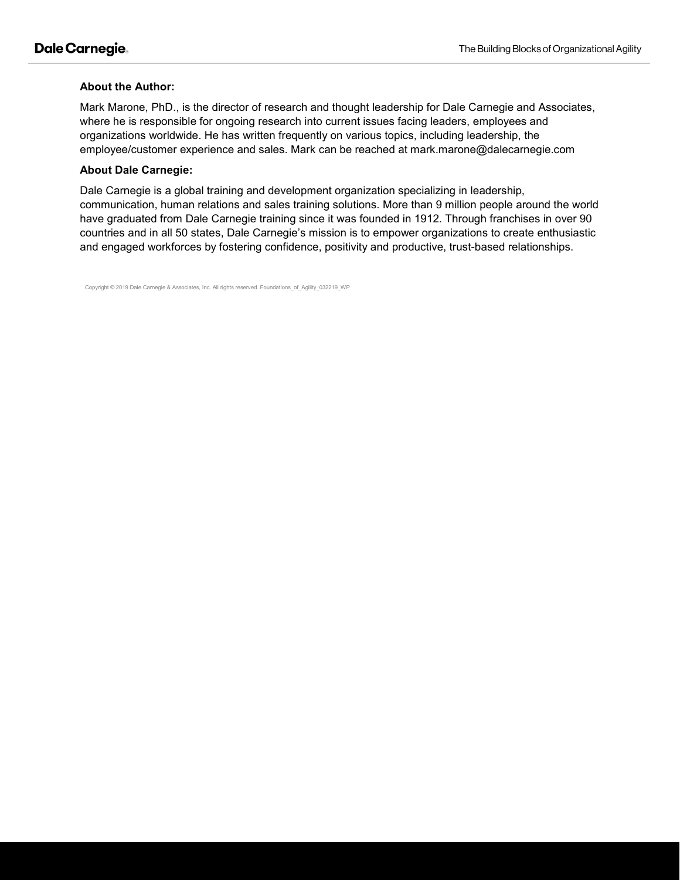**About the Author:**

Mark Marone, PhD., is the director of research and thought leadership for Dale Carnegie and Associates, where he is responsible for ongoing research into current issues facing leaders, employees and organizations worldwide. He has written frequently on various topics, including leadership, the employee/customer experience and sales. Mark can be reached at mark.marone@dalecarnegie.com

**About Dale Carnegie:**

Dale Carnegie is a global training and development organization specializing in leadership, communication, human relations and sales training solutions. More than 9 million people around the world have graduated from Dale Carnegie training since it was founded in 1912. Through franchises in over 90 countries and in all 50 states, Dale Carnegie's mission is to empower organizations to create enthusiastic and engaged workforces by fostering confidence, positivity and productive, trust-based relationships.

Copyright © 2019 Dale Carnegie & Associates, Inc. All rights reserved. Foundations_of_Agility_032219_WP